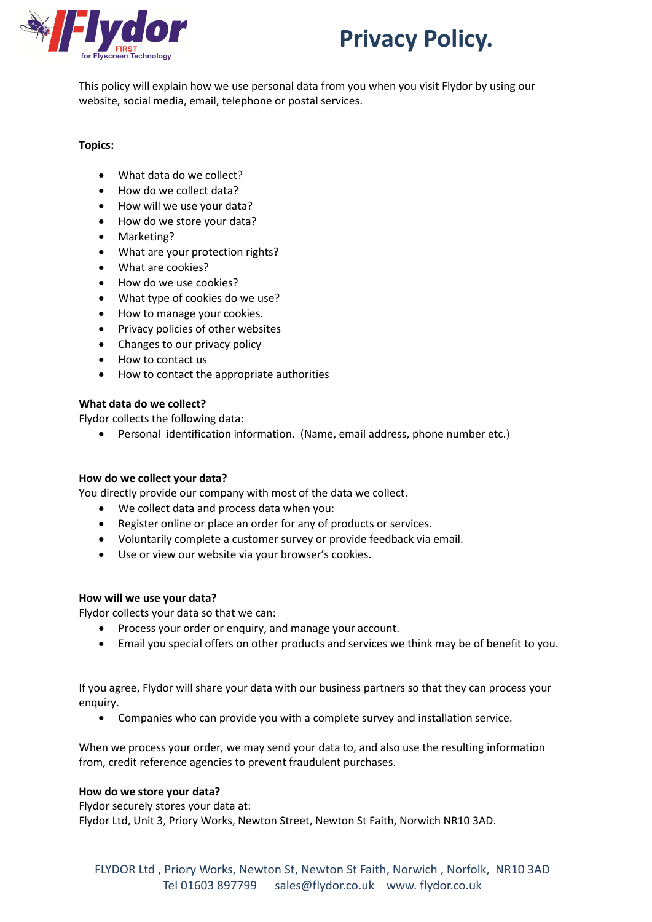# Privacy Policy.

This policy will explain how we use personal data from you when you visit Flydor by using our website, social media, email, telephone or postal services.

**Topics:**

- What data do we collect?
- How do we collect data?
- How will we use your data?
- How do we store your data?
- Marketing?
- What are your protection rights?
- What are cookies?
- How do we use cookies?
- What type of cookies do we use?
- How to manage your cookies.
- Privacy policies of other websites
- Changes to our privacy policy
- How to contact us
- How to contact the appropriate authorities

**What data do we collect?**

Flydor collects the following data:

- Personal identification information. (Name, email address, phone number etc.)

**How do we collect your data?**

You directly provide our company with most of the data we collect.

- We collect data and process data when you:
- Register online or place an order for any of products or services.
- Voluntarily complete a customer survey or provide feedback via email.
- Use or view our website via your browser's cookies.

**How will we use your data?**

Flydor collects your data so that we can:

- Process your order or enquiry, and manage your account.
- Email you special offers on other products and services we think may be of benefit to you.

If you agree, Flydor will share your data with our business partners so that they can process your enquiry.

- Companies who can provide you with a complete survey and installation service.

When we process your order, we may send your data to, and also use the resulting information from, credit reference agencies to prevent fraudulent purchases.

**How do we store your data?**

Flydor securely stores your data at:
Flydor Ltd, Unit 3, Priory Works, Newton Street, Newton St Faith, Norwich NR10 3AD.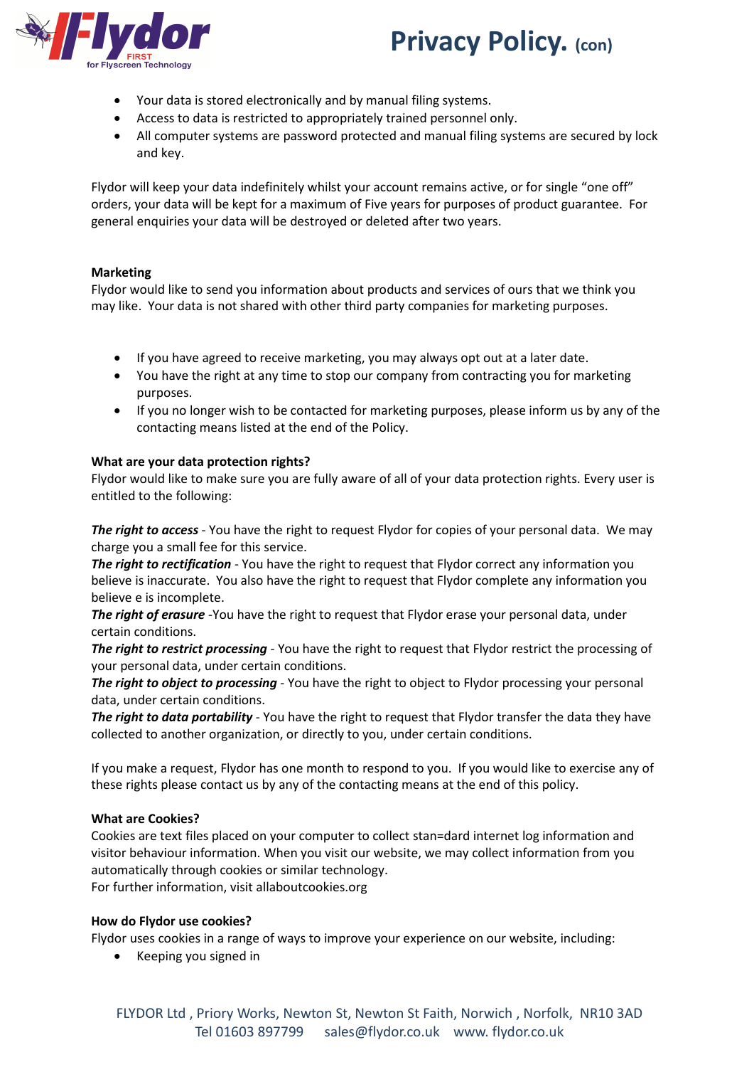- Your data is stored electronically and by manual filing systems.
- Access to data is restricted to appropriately trained personnel only.
- All computer systems are password protected and manual filing systems are secured by lock and key.

Flydor will keep your data indefinitely whilst your account remains active, or for single "one off" orders, your data will be kept for a maximum of Five years for purposes of product guarantee. For general enquiries your data will be destroyed or deleted after two years.

**Marketing**
Flydor would like to send you information about products and services of ours that we think you may like. Your data is not shared with other third party companies for marketing purposes.

- If you have agreed to receive marketing, you may always opt out at a later date.
- You have the right at any time to stop our company from contracting you for marketing purposes.
- If you no longer wish to be contacted for marketing purposes, please inform us by any of the contacting means listed at the end of the Policy.

**What are your data protection rights?**
Flydor would like to make sure you are fully aware of all of your data protection rights. Every user is entitled to the following:

***The right to access*** - You have the right to request Flydor for copies of your personal data. We may charge you a small fee for this service.
***The right to rectification*** - You have the right to request that Flydor correct any information you believe is inaccurate. You also have the right to request that Flydor complete any information you believe e is incomplete.
***The right of erasure*** -You have the right to request that Flydor erase your personal data, under certain conditions.
***The right to restrict processing*** - You have the right to request that Flydor restrict the processing of your personal data, under certain conditions.
***The right to object to processing*** - You have the right to object to Flydor processing your personal data, under certain conditions.
***The right to data portability*** - You have the right to request that Flydor transfer the data they have collected to another organization, or directly to you, under certain conditions.

If you make a request, Flydor has one month to respond to you. If you would like to exercise any of these rights please contact us by any of the contacting means at the end of this policy.

**What are Cookies?**
Cookies are text files placed on your computer to collect stan=dard internet log information and visitor behaviour information. When you visit our website, we may collect information from you automatically through cookies or similar technology.
For further information, visit allaboutcookies.org

**How do Flydor use cookies?**
Flydor uses cookies in a range of ways to improve your experience on our website, including:

- Keeping you signed in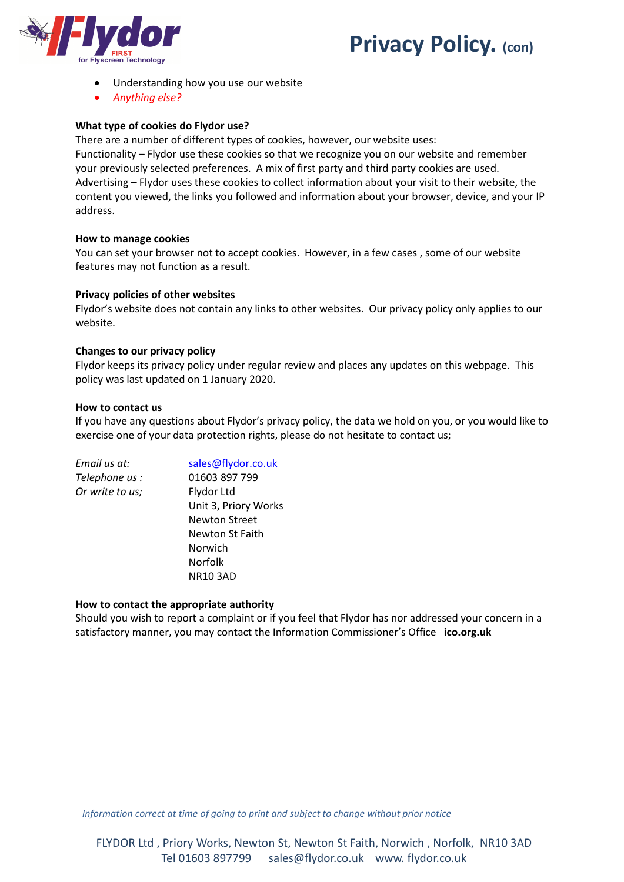- Understanding how you use our website
- *Anything else?*

**What type of cookies do Flydor use?**

There are a number of different types of cookies, however, our website uses:
Functionality – Flydor use these cookies so that we recognize you on our website and remember your previously selected preferences. A mix of first party and third party cookies are used.
Advertising – Flydor uses these cookies to collect information about your visit to their website, the content you viewed, the links you followed and information about your browser, device, and your IP address.

**How to manage cookies**

You can set your browser not to accept cookies. However, in a few cases , some of our website features may not function as a result.

**Privacy policies of other websites**

Flydor's website does not contain any links to other websites. Our privacy policy only applies to our website.

**Changes to our privacy policy**

Flydor keeps its privacy policy under regular review and places any updates on this webpage. This policy was last updated on 1 January 2020.

**How to contact us**

If you have any questions about Flydor's privacy policy, the data we hold on you, or you would like to exercise one of your data protection rights, please do not hesitate to contact us;

| | |
|---|---|
| *Email us at:* | sales@flydor.co.uk |
| *Telephone us :* | 01603 897 799 |
| *Or write to us;* | Flydor Ltd<br>Unit 3, Priory Works<br>Newton Street<br>Newton St Faith<br>Norwich<br>Norfolk<br>NR10 3AD |

**How to contact the appropriate authority**

Should you wish to report a complaint or if you feel that Flydor has nor addressed your concern in a satisfactory manner, you may contact the Information Commissioner's Office **ico.org.uk**

*Information correct at time of going to print and subject to change without prior notice*

FLYDOR Ltd , Priory Works, Newton St, Newton St Faith, Norwich , Norfolk, NR10 3AD
Tel 01603 897799 sales@flydor.co.uk www. flydor.co.uk